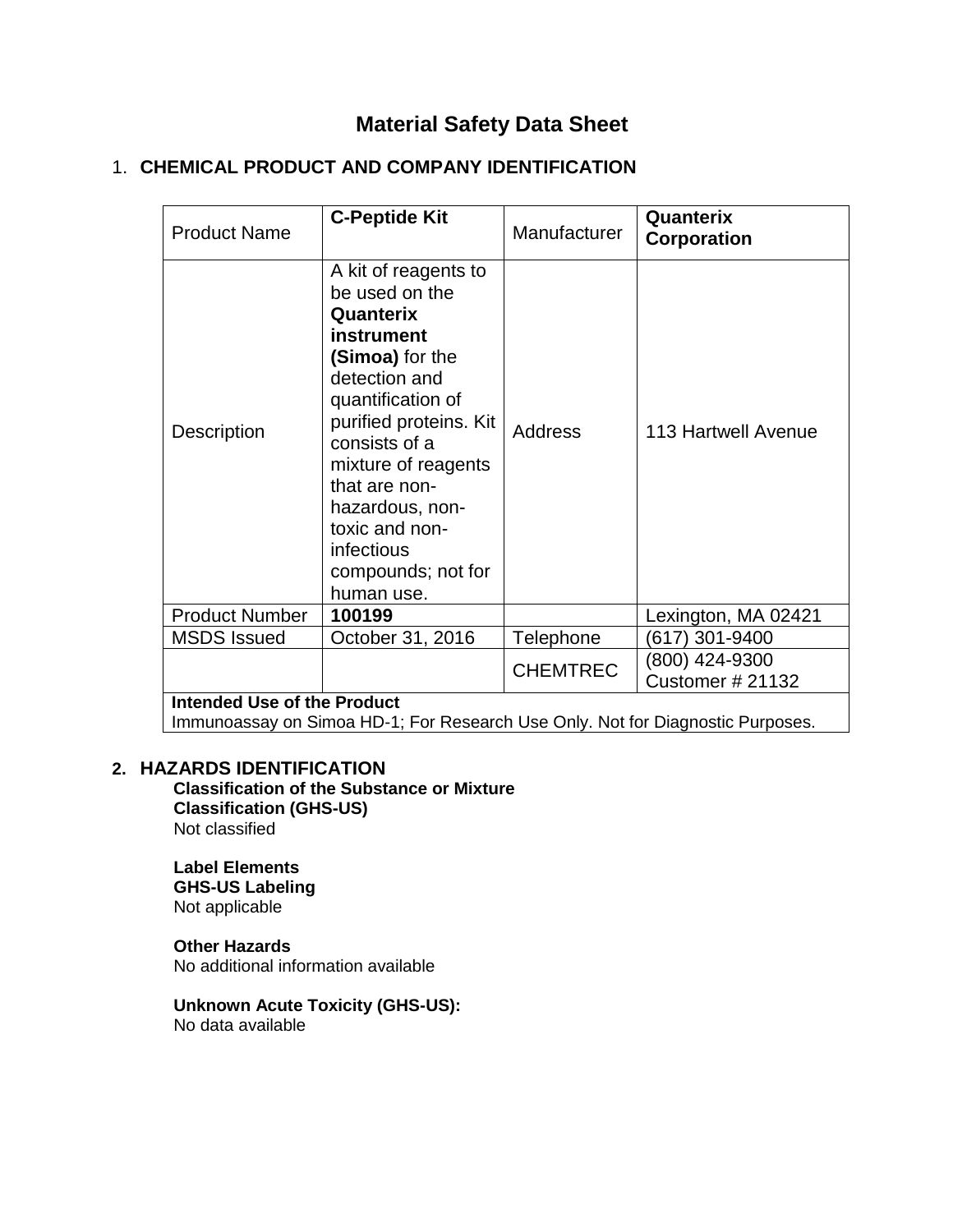# Material Safety Data Sheet

## 1. CHEMICAL PRODUCT AND COMPANY IDENTIFICATION

| Product Name | **C-Peptide Kit** | Manufacturer | **Quanterix Corporation** |
|---|---|---|---|
| Description | A kit of reagents to be used on the **Quanterix instrument (Simoa)** for the detection and quantification of purified proteins. Kit consists of a mixture of reagents that are non-hazardous, non-toxic and non-infectious compounds; not for human use. | Address | 113 Hartwell Avenue |
| Product Number | **100199** | | Lexington, MA 02421 |
| MSDS Issued | October 31, 2016 | Telephone | (617) 301-9400 |
| | | CHEMTREC | (800) 424-9300 Customer # 21132 |
| **Intended Use of the Product** Immunoassay on Simoa HD-1; For Research Use Only. Not for Diagnostic Purposes. | | | |

## 2. HAZARDS IDENTIFICATION

**Classification of the Substance or Mixture**

**Classification (GHS-US)**

Not classified

**Label Elements**

**GHS-US Labeling**

Not applicable

**Other Hazards**

No additional information available

**Unknown Acute Toxicity (GHS-US):**

No data available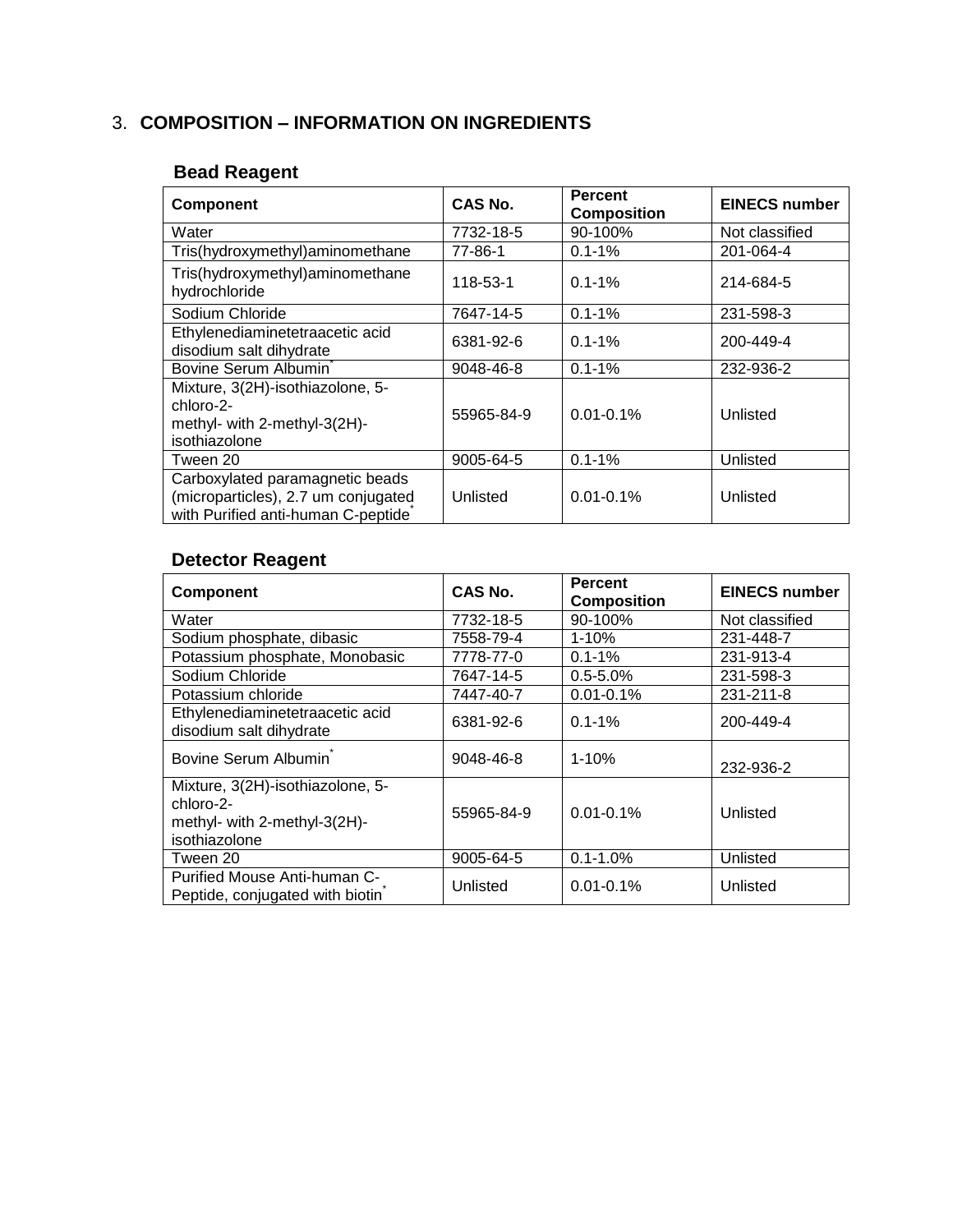## 3. COMPOSITION – INFORMATION ON INGREDIENTS

### Bead Reagent

| Component | CAS No. | Percent Composition | EINECS number |
|---|---|---|---|
| Water | 7732-18-5 | 90-100% | Not classified |
| Tris(hydroxymethyl)aminomethane | 77-86-1 | 0.1-1% | 201-064-4 |
| Tris(hydroxymethyl)aminomethane hydrochloride | 118-53-1 | 0.1-1% | 214-684-5 |
| Sodium Chloride | 7647-14-5 | 0.1-1% | 231-598-3 |
| Ethylenediaminetetraacetic acid disodium salt dihydrate | 6381-92-6 | 0.1-1% | 200-449-4 |
| Bovine Serum Albumin* | 9048-46-8 | 0.1-1% | 232-936-2 |
| Mixture, 3(2H)-isothiazolone, 5-chloro-2-methyl- with 2-methyl-3(2H)-isothiazolone | 55965-84-9 | 0.01-0.1% | Unlisted |
| Tween 20 | 9005-64-5 | 0.1-1% | Unlisted |
| Carboxylated paramagnetic beads (microparticles), 2.7 um conjugated with Purified anti-human C-peptide* | Unlisted | 0.01-0.1% | Unlisted |

### Detector Reagent

| Component | CAS No. | Percent Composition | EINECS number |
|---|---|---|---|
| Water | 7732-18-5 | 90-100% | Not classified |
| Sodium phosphate, dibasic | 7558-79-4 | 1-10% | 231-448-7 |
| Potassium phosphate, Monobasic | 7778-77-0 | 0.1-1% | 231-913-4 |
| Sodium Chloride | 7647-14-5 | 0.5-5.0% | 231-598-3 |
| Potassium chloride | 7447-40-7 | 0.01-0.1% | 231-211-8 |
| Ethylenediaminetetraacetic acid disodium salt dihydrate | 6381-92-6 | 0.1-1% | 200-449-4 |
| Bovine Serum Albumin* | 9048-46-8 | 1-10% | 232-936-2 |
| Mixture, 3(2H)-isothiazolone, 5-chloro-2-methyl- with 2-methyl-3(2H)-isothiazolone | 55965-84-9 | 0.01-0.1% | Unlisted |
| Tween 20 | 9005-64-5 | 0.1-1.0% | Unlisted |
| Purified Mouse Anti-human C-Peptide, conjugated with biotin* | Unlisted | 0.01-0.1% | Unlisted |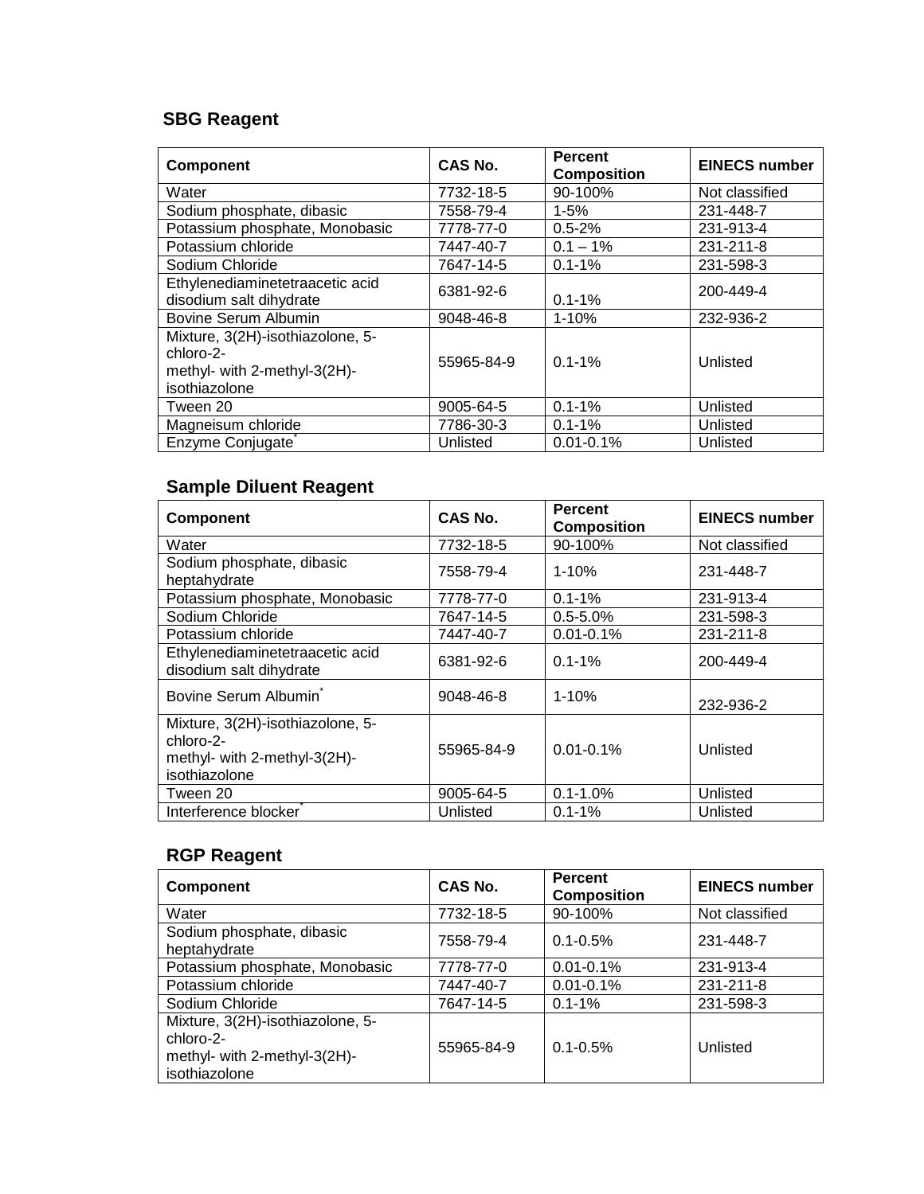## SBG Reagent

| Component | CAS No. | Percent Composition | EINECS number |
|---|---|---|---|
| Water | 7732-18-5 | 90-100% | Not classified |
| Sodium phosphate, dibasic | 7558-79-4 | 1-5% | 231-448-7 |
| Potassium phosphate, Monobasic | 7778-77-0 | 0.5-2% | 231-913-4 |
| Potassium chloride | 7447-40-7 | 0.1 – 1% | 231-211-8 |
| Sodium Chloride | 7647-14-5 | 0.1-1% | 231-598-3 |
| Ethylenediaminetetraacetic acid disodium salt dihydrate | 6381-92-6 | 0.1-1% | 200-449-4 |
| Bovine Serum Albumin | 9048-46-8 | 1-10% | 232-936-2 |
| Mixture, 3(2H)-isothiazolone, 5-chloro-2-methyl- with 2-methyl-3(2H)-isothiazolone | 55965-84-9 | 0.1-1% | Unlisted |
| Tween 20 | 9005-64-5 | 0.1-1% | Unlisted |
| Magneisum chloride | 7786-30-3 | 0.1-1% | Unlisted |
| Enzyme Conjugate* | Unlisted | 0.01-0.1% | Unlisted |

## Sample Diluent Reagent

| Component | CAS No. | Percent Composition | EINECS number |
|---|---|---|---|
| Water | 7732-18-5 | 90-100% | Not classified |
| Sodium phosphate, dibasic heptahydrate | 7558-79-4 | 1-10% | 231-448-7 |
| Potassium phosphate, Monobasic | 7778-77-0 | 0.1-1% | 231-913-4 |
| Sodium Chloride | 7647-14-5 | 0.5-5.0% | 231-598-3 |
| Potassium chloride | 7447-40-7 | 0.01-0.1% | 231-211-8 |
| Ethylenediaminetetraacetic acid disodium salt dihydrate | 6381-92-6 | 0.1-1% | 200-449-4 |
| Bovine Serum Albumin* | 9048-46-8 | 1-10% | 232-936-2 |
| Mixture, 3(2H)-isothiazolone, 5-chloro-2-methyl- with 2-methyl-3(2H)-isothiazolone | 55965-84-9 | 0.01-0.1% | Unlisted |
| Tween 20 | 9005-64-5 | 0.1-1.0% | Unlisted |
| Interference blocker* | Unlisted | 0.1-1% | Unlisted |

## RGP Reagent

| Component | CAS No. | Percent Composition | EINECS number |
|---|---|---|---|
| Water | 7732-18-5 | 90-100% | Not classified |
| Sodium phosphate, dibasic heptahydrate | 7558-79-4 | 0.1-0.5% | 231-448-7 |
| Potassium phosphate, Monobasic | 7778-77-0 | 0.01-0.1% | 231-913-4 |
| Potassium chloride | 7447-40-7 | 0.01-0.1% | 231-211-8 |
| Sodium Chloride | 7647-14-5 | 0.1-1% | 231-598-3 |
| Mixture, 3(2H)-isothiazolone, 5-chloro-2-methyl- with 2-methyl-3(2H)-isothiazolone | 55965-84-9 | 0.1-0.5% | Unlisted |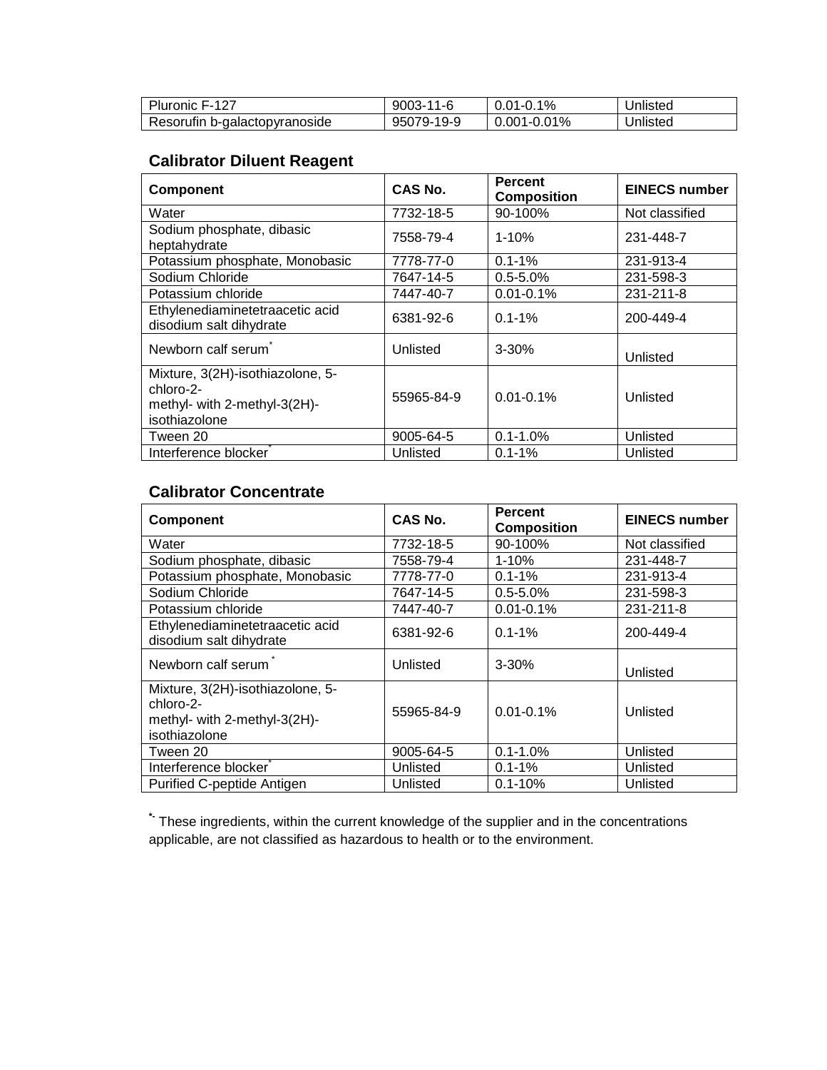| Pluronic F-127 | 9003-11-6 | 0.01-0.1% | Unlisted |
|---|---|---|---|
| Resorufin b-galactopyranoside | 95079-19-9 | 0.001-0.01% | Unlisted |

### Calibrator Diluent Reagent

| Component | CAS No. | Percent Composition | EINECS number |
|---|---|---|---|
| Water | 7732-18-5 | 90-100% | Not classified |
| Sodium phosphate, dibasic heptahydrate | 7558-79-4 | 1-10% | 231-448-7 |
| Potassium phosphate, Monobasic | 7778-77-0 | 0.1-1% | 231-913-4 |
| Sodium Chloride | 7647-14-5 | 0.5-5.0% | 231-598-3 |
| Potassium chloride | 7447-40-7 | 0.01-0.1% | 231-211-8 |
| Ethylenediaminetetraacetic acid disodium salt dihydrate | 6381-92-6 | 0.1-1% | 200-449-4 |
| Newborn calf serum* | Unlisted | 3-30% | Unlisted |
| Mixture, 3(2H)-isothiazolone, 5-chloro-2-methyl- with 2-methyl-3(2H)-isothiazolone | 55965-84-9 | 0.01-0.1% | Unlisted |
| Tween 20 | 9005-64-5 | 0.1-1.0% | Unlisted |
| Interference blocker* | Unlisted | 0.1-1% | Unlisted |

### Calibrator Concentrate

| Component | CAS No. | Percent Composition | EINECS number |
|---|---|---|---|
| Water | 7732-18-5 | 90-100% | Not classified |
| Sodium phosphate, dibasic | 7558-79-4 | 1-10% | 231-448-7 |
| Potassium phosphate, Monobasic | 7778-77-0 | 0.1-1% | 231-913-4 |
| Sodium Chloride | 7647-14-5 | 0.5-5.0% | 231-598-3 |
| Potassium chloride | 7447-40-7 | 0.01-0.1% | 231-211-8 |
| Ethylenediaminetetraacetic acid disodium salt dihydrate | 6381-92-6 | 0.1-1% | 200-449-4 |
| Newborn calf serum* | Unlisted | 3-30% | Unlisted |
| Mixture, 3(2H)-isothiazolone, 5-chloro-2-methyl- with 2-methyl-3(2H)-isothiazolone | 55965-84-9 | 0.01-0.1% | Unlisted |
| Tween 20 | 9005-64-5 | 0.1-1.0% | Unlisted |
| Interference blocker* | Unlisted | 0.1-1% | Unlisted |
| Purified C-peptide Antigen | Unlisted | 0.1-10% | Unlisted |

*- These ingredients, within the current knowledge of the supplier and in the concentrations applicable, are not classified as hazardous to health or to the environment.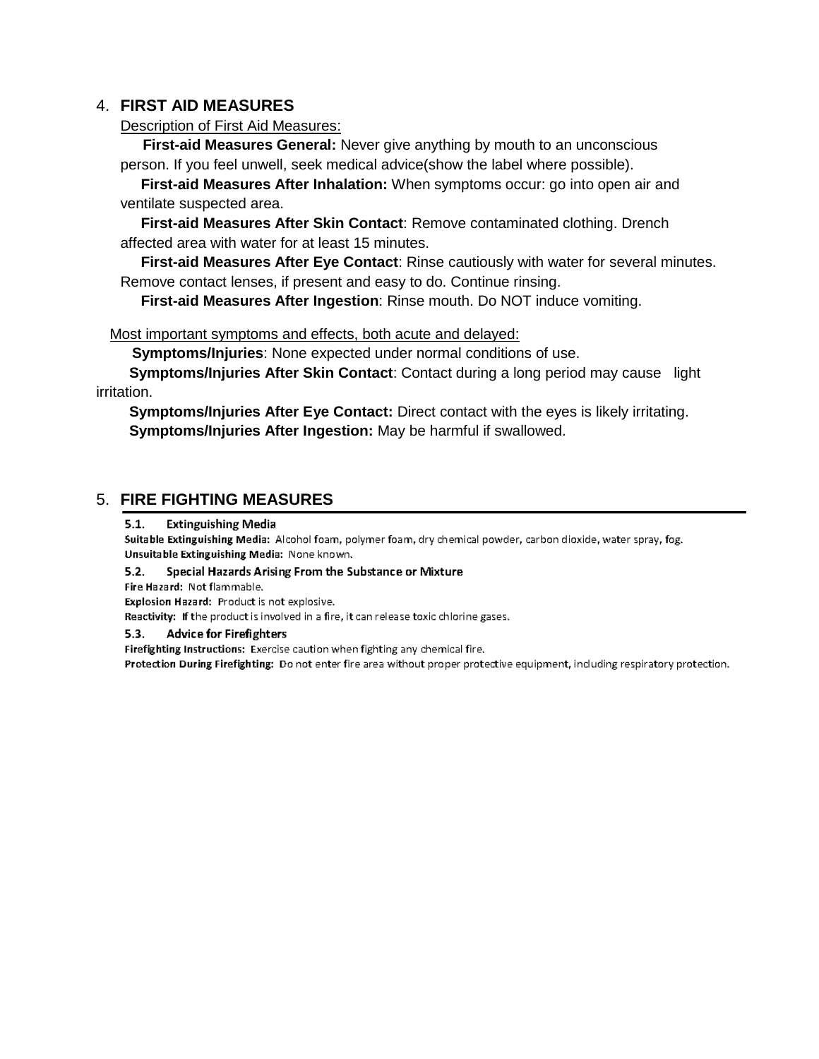## 4. FIRST AID MEASURES

Description of First Aid Measures:

**First-aid Measures General:** Never give anything by mouth to an unconscious person. If you feel unwell, seek medical advice(show the label where possible).

**First-aid Measures After Inhalation:** When symptoms occur: go into open air and ventilate suspected area.

**First-aid Measures After Skin Contact**: Remove contaminated clothing. Drench affected area with water for at least 15 minutes.

**First-aid Measures After Eye Contact**: Rinse cautiously with water for several minutes. Remove contact lenses, if present and easy to do. Continue rinsing.

**First-aid Measures After Ingestion**: Rinse mouth. Do NOT induce vomiting.

Most important symptoms and effects, both acute and delayed:

**Symptoms/Injuries**: None expected under normal conditions of use.

**Symptoms/Injuries After Skin Contact**: Contact during a long period may cause light irritation.

**Symptoms/Injuries After Eye Contact:** Direct contact with the eyes is likely irritating.

**Symptoms/Injuries After Ingestion:** May be harmful if swallowed.

## 5. FIRE FIGHTING MEASURES

### 5.1. Extinguishing Media

**Suitable Extinguishing Media:** Alcohol foam, polymer foam, dry chemical powder, carbon dioxide, water spray, fog.

**Unsuitable Extinguishing Media:** None known.

### 5.2. Special Hazards Arising From the Substance or Mixture

**Fire Hazard:** Not flammable.

**Explosion Hazard:** Product is not explosive.

**Reactivity:** If the product is involved in a fire, it can release toxic chlorine gases.

### 5.3. Advice for Firefighters

**Firefighting Instructions:** Exercise caution when fighting any chemical fire.

**Protection During Firefighting:** Do not enter fire area without proper protective equipment, including respiratory protection.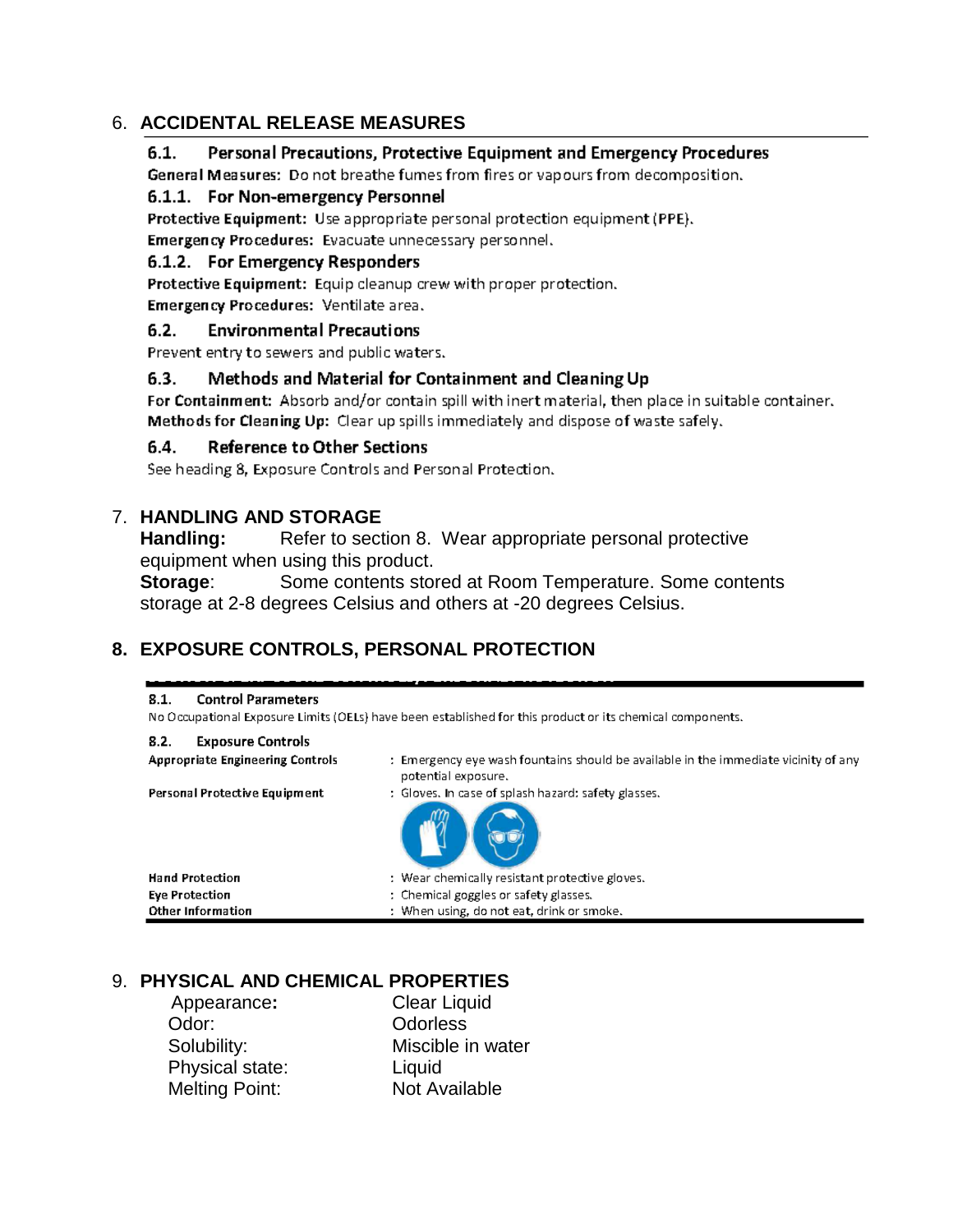## 6. ACCIDENTAL RELEASE MEASURES

### 6.1. Personal Precautions, Protective Equipment and Emergency Procedures

**General Measures:** Do not breathe fumes from fires or vapours from decomposition.

#### 6.1.1. For Non-emergency Personnel

**Protective Equipment:** Use appropriate personal protection equipment (PPE).

**Emergency Procedures:** Evacuate unnecessary personnel.

#### 6.1.2. For Emergency Responders

**Protective Equipment:** Equip cleanup crew with proper protection.

**Emergency Procedures:** Ventilate area.

### 6.2. Environmental Precautions

Prevent entry to sewers and public waters.

### 6.3. Methods and Material for Containment and Cleaning Up

**For Containment:** Absorb and/or contain spill with inert material, then place in suitable container.

**Methods for Cleaning Up:** Clear up spills immediately and dispose of waste safely.

### 6.4. Reference to Other Sections

See heading 8, Exposure Controls and Personal Protection.

## 7. HANDLING AND STORAGE

**Handling:** Refer to section 8. Wear appropriate personal protective equipment when using this product.

**Storage:** Some contents stored at Room Temperature. Some contents storage at 2-8 degrees Celsius and others at -20 degrees Celsius.

## 8. EXPOSURE CONTROLS, PERSONAL PROTECTION

### 8.1. Control Parameters

No Occupational Exposure Limits (OELs) have been established for this product or its chemical components.

### 8.2. Exposure Controls

| | |
|---|---|
| **Appropriate Engineering Controls** | : Emergency eye wash fountains should be available in the immediate vicinity of any potential exposure. |
| **Personal Protective Equipment** | : Gloves. In case of splash hazard: safety glasses. |
| **Hand Protection** | : Wear chemically resistant protective gloves. |
| **Eye Protection** | : Chemical goggles or safety glasses. |
| **Other Information** | : When using, do not eat, drink or smoke. |

## 9. PHYSICAL AND CHEMICAL PROPERTIES

| | |
|---|---|
| Appearance: | Clear Liquid |
| Odor: | Odorless |
| Solubility: | Miscible in water |
| Physical state: | Liquid |
| Melting Point: | Not Available |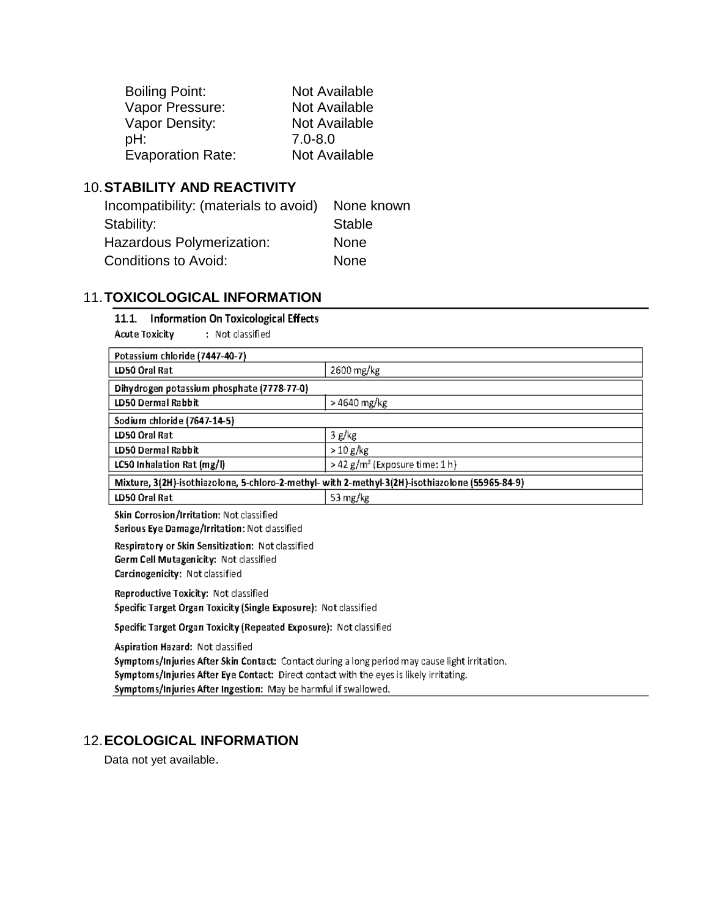| | |
|---|---|
| Boiling Point: | Not Available |
| Vapor Pressure: | Not Available |
| Vapor Density: | Not Available |
| pH: | 7.0-8.0 |
| Evaporation Rate: | Not Available |

## 10. STABILITY AND REACTIVITY

| | |
|---|---|
| Incompatibility: (materials to avoid) | None known |
| Stability: | Stable |
| Hazardous Polymerization: | None |
| Conditions to Avoid: | None |

## 11. TOXICOLOGICAL INFORMATION

### 11.1. Information On Toxicological Effects

**Acute Toxicity** : Not classified

| Potassium chloride (7447-40-7) | |
|---|---|
| **LD50 Oral Rat** | 2600 mg/kg |
| **Dihydrogen potassium phosphate (7778-77-0)** | |
| **LD50 Dermal Rabbit** | > 4640 mg/kg |
| **Sodium chloride (7647-14-5)** | |
| **LD50 Oral Rat** | 3 g/kg |
| **LD50 Dermal Rabbit** | > 10 g/kg |
| **LC50 Inhalation Rat (mg/l)** | > 42 $g/m^3$ (Exposure time: 1 h) |
| **Mixture, 3(2H)-isothiazolone, 5-chloro-2-methyl- with 2-methyl-3(2H)-isothiazolone (55965-84-9)** | |
| **LD50 Oral Rat** | 53 mg/kg |

**Skin Corrosion/Irritation:** Not classified
**Serious Eye Damage/Irritation:** Not classified

**Respiratory or Skin Sensitization:** Not classified
**Germ Cell Mutagenicity:** Not classified
**Carcinogenicity:** Not classified

**Reproductive Toxicity:** Not classified
**Specific Target Organ Toxicity (Single Exposure):** Not classified

**Specific Target Organ Toxicity (Repeated Exposure):** Not classified

**Aspiration Hazard:** Not classified
**Symptoms/Injuries After Skin Contact:** Contact during a long period may cause light irritation.
**Symptoms/Injuries After Eye Contact:** Direct contact with the eyes is likely irritating.
**Symptoms/Injuries After Ingestion:** May be harmful if swallowed.

## 12. ECOLOGICAL INFORMATION

Data not yet available.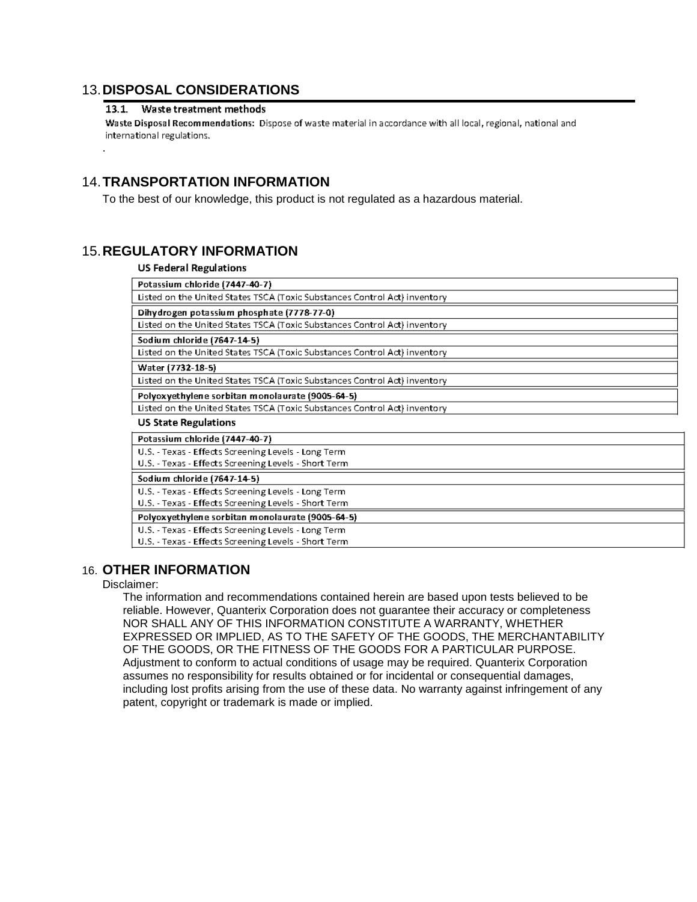## 13. DISPOSAL CONSIDERATIONS

### 13.1. Waste treatment methods

**Waste Disposal Recommendations:** Dispose of waste material in accordance with all local, regional, national and international regulations.

.

## 14. TRANSPORTATION INFORMATION

To the best of our knowledge, this product is not regulated as a hazardous material.

## 15. REGULATORY INFORMATION

**US Federal Regulations**

| |
|---|
| **Potassium chloride (7447-40-7)** |
| Listed on the United States TSCA (Toxic Substances Control Act) inventory |
| **Dihydrogen potassium phosphate (7778-77-0)** |
| Listed on the United States TSCA (Toxic Substances Control Act) inventory |
| **Sodium chloride (7647-14-5)** |
| Listed on the United States TSCA (Toxic Substances Control Act) inventory |
| **Water (7732-18-5)** |
| Listed on the United States TSCA (Toxic Substances Control Act) inventory |
| **Polyoxyethylene sorbitan monolaurate (9005-64-5)** |
| Listed on the United States TSCA (Toxic Substances Control Act) inventory |

**US State Regulations**

| |
|---|
| **Potassium chloride (7447-40-7)** |
| U.S. - Texas - **Effects** Screening Levels - Long Term<br>U.S. - Texas - **Effects** Screening Levels - Short Term |
| **Sodium chloride (7647-14-5)** |
| U.S. - Texas - **Effects** Screening Levels - Long Term<br>U.S. - Texas - **Effects** Screening Levels - Short Term |
| **Polyoxyethylene sorbitan monolaurate (9005-64-5)** |
| U.S. - Texas - **Effects** Screening Levels - Long Term<br>U.S. - Texas - **Effects** Screening Levels - Short Term |

## 16. OTHER INFORMATION

Disclaimer:

The information and recommendations contained herein are based upon tests believed to be reliable. However, Quanterix Corporation does not guarantee their accuracy or completeness NOR SHALL ANY OF THIS INFORMATION CONSTITUTE A WARRANTY, WHETHER EXPRESSED OR IMPLIED, AS TO THE SAFETY OF THE GOODS, THE MERCHANTABILITY OF THE GOODS, OR THE FITNESS OF THE GOODS FOR A PARTICULAR PURPOSE. Adjustment to conform to actual conditions of usage may be required. Quanterix Corporation assumes no responsibility for results obtained or for incidental or consequential damages, including lost profits arising from the use of these data. No warranty against infringement of any patent, copyright or trademark is made or implied.